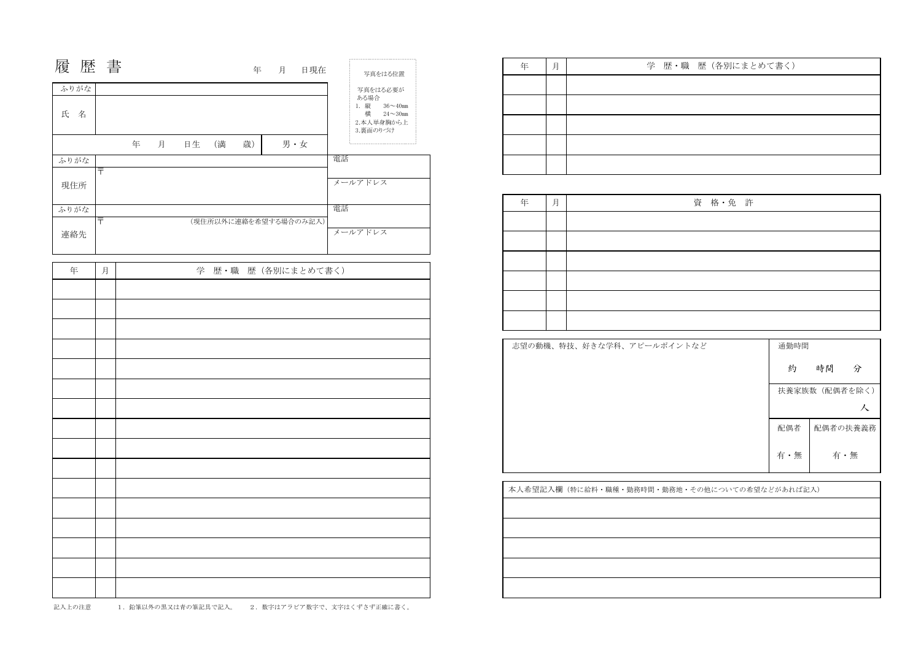# 履 歴 書

年　月　日現在

| 写真をはる位置 |
|---|
| 写真をはる必要がある場合 |
| 1. 縦　36～40㎜ 横　24～30㎜ |
| 2.本人単身胸から上 |
| 3.裏面のりづけ |

| ふりがな | |
|---|---|
| 氏　名 | |
| 年　月　日生　（満　歳） | 男・女 |

| ふりがな | | 電話 |
|---|---|---|
| 現住所 | 〒 | メールアドレス |
| ふりがな | | 電話 |
| 連絡先 | 〒　（現住所以外に連絡を希望する場合のみ記入） | メールアドレス |

| 年 | 月 | 学　歴・職　歴（各別にまとめて書く） |
|---|---|---|
| | | |
| | | |
| | | |
| | | |
| | | |
| | | |
| | | |
| | | |
| | | |
| | | |
| | | |
| | | |
| | | |
| | | |
| | | |
| | | |

記入上の注意　1．鉛筆以外の黒又は青の筆記具で記入。　2．数字はアラビア数字で、文字はくずさず正確に書く。

| 年 | 月 | 学　歴・職　歴（各別にまとめて書く） |
|---|---|---|
| | | |
| | | |
| | | |
| | | |
| | | |

| 年 | 月 | 資　格・免　許 |
|---|---|---|
| | | |
| | | |
| | | |
| | | |
| | | |
| | | |

| 志望の動機、特技、好きな学科、アピールポイントなど | 通勤時間 | |
|---|---|---|
| | 約　時間　分 | |
| | 扶養家族数（配偶者を除く） | |
| | 人 | |
| | 配偶者 | 配偶者の扶養義務 |
| | 有・無 | 有・無 |

| 本人希望記入欄（特に給料・職種・勤務時間・勤務地・その他についての希望などがあれば記入） |
|---|
| |
| |
| |
| |
| |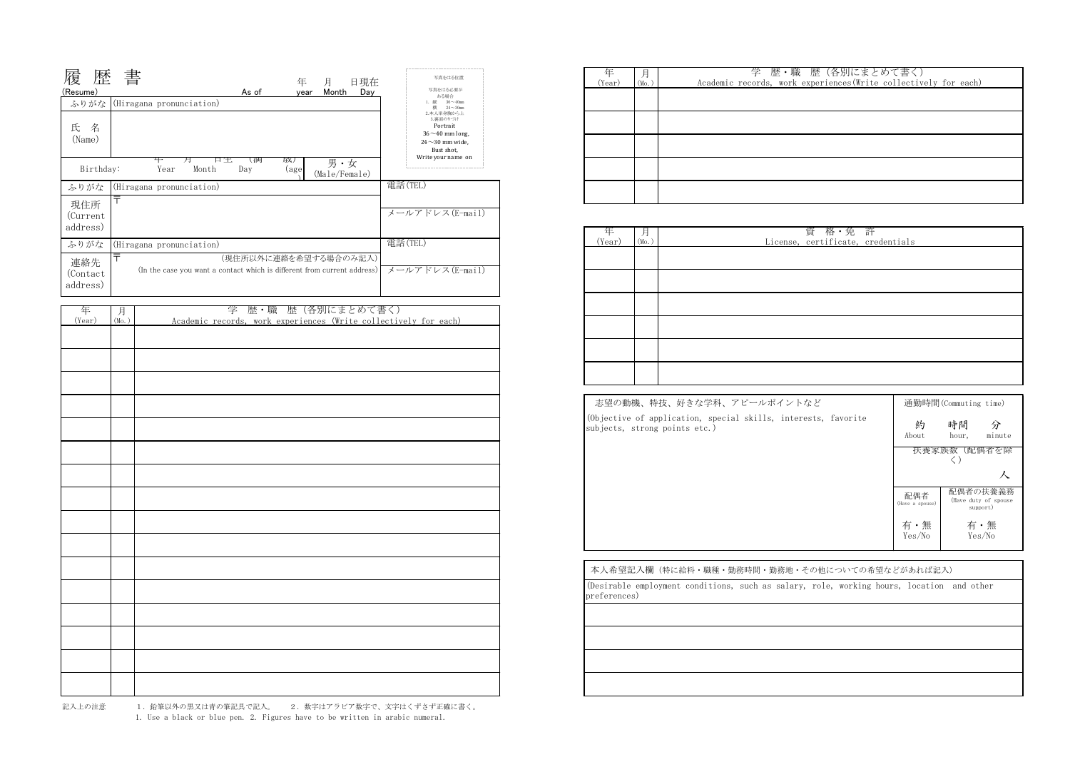# 履歴書

(Resume)　　　　　　　　　　　　　　As of　　年 year　月 Month　日現在 Day

写真をはる位置

写真をはる必要がある場合
1. 縦　36～40mm
　 横　24～30mm
2.本人単身胸から上
3.裏面のりづけ

Portrait
36～40 mm long,
24～30 mm wide,
Bust shot,
Write your name on

| | | | |
|---|---|---|---|
| ふりがな | (Hiragana pronunciation) | | |
| 氏　名 (Name) | | | |
| Birthday: | 年 Year　月 Month　日生 Day　(満　歳) (age　) | 男・女 (Male/Female) | |
| ふりがな | (Hiragana pronunciation) | | 電話(TEL) |
| 現住所 (Current address) | 〒 | | メールアドレス(E-mail) |
| ふりがな | (Hiragana pronunciation) | | 電話(TEL) |
| 連絡先 (Contact address) | 〒　(現住所以外に連絡を希望する場合のみ記入) (In the case you want a contact which is different from current address) | | メールアドレス(E-mail) |

| 年 (Year) | 月 (Mo.) | 学　歴・職　歴（各別にまとめて書く） Academic records, work experiences (Write collectively for each) |
|---|---|---|
| | | |
| | | |
| | | |
| | | |
| | | |
| | | |
| | | |
| | | |
| | | |
| | | |
| | | |
| | | |
| | | |
| | | |
| | | |
| | | |

記入上の注意　1．鉛筆以外の黒又は青の筆記具で記入。　2．数字はアラビア数字で、文字はくずさず正確に書く。
1. Use a black or blue pen. 2. Figures have to be written in arabic numeral.

| 年 (Year) | 月 (Mo.) | 学　歴・職　歴（各別にまとめて書く） Academic records, work experiences(Write collectively for each) |
|---|---|---|
| | | |
| | | |
| | | |
| | | |
| | | |

| 年 (Year) | 月 (Mo.) | 資　格・免　許 License, certificate, credentials |
|---|---|---|
| | | |
| | | |
| | | |
| | | |
| | | |
| | | |

| 志望の動機、特技、好きな学科、アピールポイントなど (Objective of application, special skills, interests, favorite subjects, strong points etc.) | 通勤時間(Commuting time) | |
|---|---|---|
| | 約 About　時間 hour,　分 minute | |
| | 扶養家族数（配偶者を除く）　人 | |
| | 配偶者 (Have a spouse) | 配偶者の扶養義務 (Have duty of spouse support) |
| | 有・無 Yes/No | 有・無 Yes/No |

| 本人希望記入欄（特に給料・職種・勤務時間・勤務地・その他についての希望などがあれば記入） (Desirable employment conditions, such as salary, role, working hours, location and other preferences) |
|---|
| |
| |
| |
| |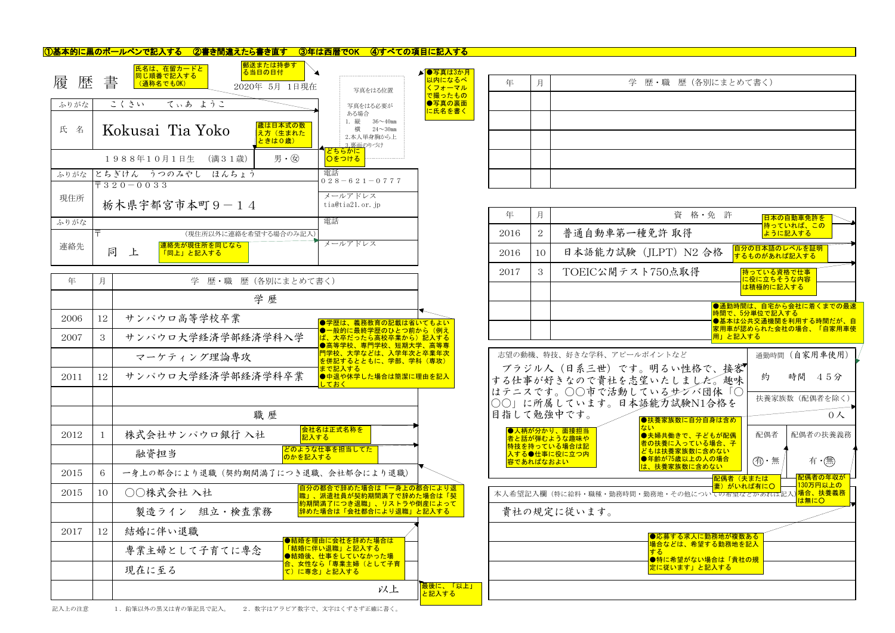**①基本的に黒のボールペンで記入する　②書き間違えたら書き直す　③年は西暦でOK　④すべての項目に記入する**

# 履 歴 書

2020年 5月 1日現在

> 氏名は、在留カードと同じ順番で記入する（通称名でもOK）

> 郵送または持参する当日の日付

写真をはる位置

写真をはる必要がある場合
1. 縦　36～40mm
　 横　24～30mm
2.本人単身胸から上
3.裏面のりづけ

> ●写真は3か月以内になるべくフォーマルで撮ったもの
> ●写真の裏面に氏名を書く

| | | | |
|---|---|---|---|
| ふりがな | こくさい　てぃあ ようこ | | |
| 氏　名 | Kokusai Tia Yoko | | |
| | １９８８年１０月１日生　（満３１歳） | 男・㊛ | |
| ふりがな | とちぎけん　うつのみやし　ほんちょう | 電話 ０２８－６２１－０７７７ | |
| 現住所 | 〒３２０－００３３ 栃木県宇都宮市本町９－１４ | メールアドレス tia@tia21.or.jp | |
| ふりがな | | 電話 | |
| 連絡先 | 〒　（現住所以外に連絡を希望する場合のみ記入） 同　上 | メールアドレス | |

> 歳は日本式の数え方（生まれたときは０歳）

> どちらかに〇をつける

> 連絡先が現住所を同じなら「同上」と記入する

| 年 | 月 | 学 歴・職 歴（各別にまとめて書く） |
|---|---|---|
| | | 学 歴 |
| 2006 | 12 | サンパウロ高等学校卒業 |
| 2007 | 3 | サンパウロ大学経済学部経済学科入学 |
| | | マーケティング理論専攻 |
| 2011 | 12 | サンパウロ大学経済学部経済学科卒業 |
| | | |
| | | 職 歴 |
| 2012 | 1 | 株式会社サンパウロ銀行 入社 |
| | | 融資担当 |
| 2015 | 6 | 一身上の都合により退職（契約期間満了につき退職、会社都合により退職） |
| 2015 | 10 | ○○株式会社 入社 |
| | | 製造ライン　組立・検査業務 |
| 2017 | 12 | 結婚に伴い退職 |
| | | 専業主婦として子育てに専念 |
| | | 現在に至る |
| | | 以上 |

> ●学歴は、義務教育の記載は省いてもよい
> ●一般的に最終学歴のひとつ前から（例えば、大卒だったら高校卒業から）記入する
> ●高等学校、専門学校、短期大学、高等専門学校、大学などは、入学年次と卒業年次を併記するとともに、学部、学科（専攻）まで記入する
> ●中退や休学した場合は簡潔に理由を記入しておく

> 会社名は正式名称を記入する

> どのような仕事を担当してたのかを記入する

> 自分の都合で辞めた場合は「一身上の都合により退職」、派遣社員が契約期間満了で辞めた場合は「契約期間満了につき退職」、リストラや倒産によって辞めた場合は「会社都合により退職」と記入する

> ●結婚を理由に会社を辞めた場合は「結婚に伴い退職」と記入する
> ●結婚後、仕事をしていなかった場合、女性なら「専業主婦（として子育て）に専念」と記入する

> 最後に、「以上」と記入する

| 年 | 月 | 学 歴・職 歴（各別にまとめて書く） |
|---|---|---|
| | | |
| | | |
| | | |
| | | |
| | | |

| 年 | 月 | 資 格・免 許 |
|---|---|---|
| 2016 | 2 | 普通自動車第一種免許 取得 |
| 2016 | 10 | 日本語能力試験（JLPT）N2 合格 |
| 2017 | 3 | TOEIC公開テスト750点取得 |
| | | |
| | | |
| | | |

> 日本の自動車免許を持っていれば、このように記入する

> 自分の日本語のレベルを証明するものがあれば記入する

> 持っている資格で仕事に役に立ちそうな内容は積極的に記入する

> ●通勤時間は、自宅から会社に着くまでの最速時間で、5分単位で記入する
> ●基本は公共交通機関を利用する時間だが、自家用車が認められた会社の場合、「自家用車使用」と記入する

| 志望の動機、特技、好きな学科、アピールポイントなど | 通勤時間（自家用車使用） | |
|---|---|---|
| ブラジル人（日系三世）です。明るい性格で、接客する仕事が好きなので貴社を志望いたしました。趣味はテニスです。○○市で活動しているサンバ団体「○○○」に所属しています。日本語能力試験N1合格を目指して勉強中です。 | 約　　時間　４５分 | |
| | 扶養家族数（配偶者を除く） | |
| | ０人 | |
| | 配偶者 | 配偶者の扶養義務 |
| | ㊒・無 | 有・㊋ |

> ●人柄が分かり、面接担当者と話が弾むような趣味や特技を持っている場合は記入する●仕事に役に立つ内容であればなおよい

> ●扶養家族数に自分自身は含めない
> ●夫婦共働きで、子どもが配偶者の扶養に入っている場合、子どもは扶養家族数に含めない
> ●年齢が75歳以上の人の場合は、扶養家族数に含めない

> 配偶者（夫または妻）がいれば有に〇

> 配偶者の年収が130万円以上の場合、扶養義務は無に〇

| 本人希望記入欄（特に給料・職種・勤務時間・勤務地・その他についての希望などがあれば記入） |
|---|
| 貴社の規定に従います。 |
| |
| |
| |
| |

> ●応募する求人に勤務地が複数ある場合などは、希望する勤務地を記入する
> ●特に希望がない場合は「貴社の規定に従います」と記入する

記入上の注意　　1．鉛筆以外の黒又は青の筆記具で記入。　　2．数字はアラビア数字で、文字はくずさず正確に書く。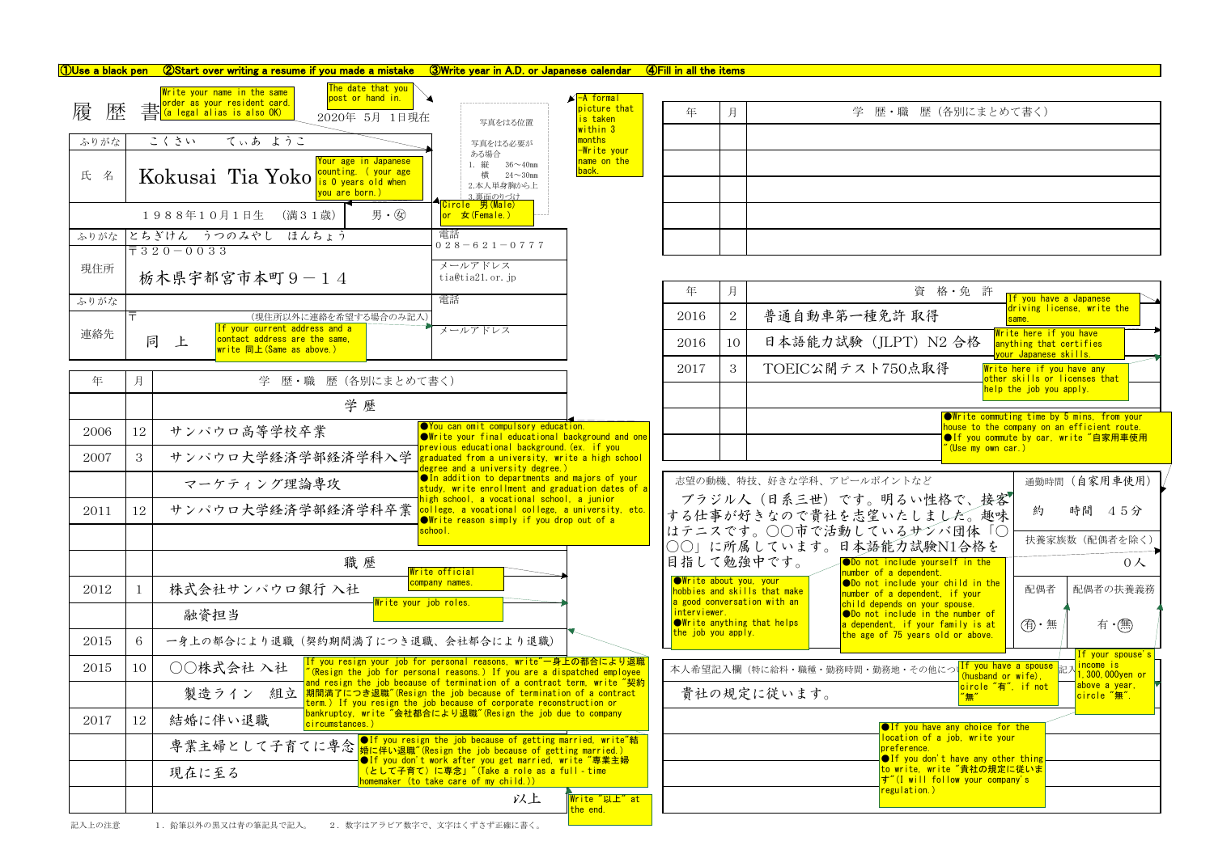①Use a black pen　②Start over writing a resume if you made a mistake　③Write year in A.D. or Japanese calendar　④Fill in all the items

# 履歴書

2020年 5月 1日現在

Write your name in the same order as your resident card. (a legal alias is also OK)

The date that you post or hand in.

写真をはる位置

写真をはる必要がある場合
1. 縦 36～40mm 横 24～30mm
2.本人単身胸から上
3.裏面のりづけ

-A formal picture that is taken within 3 months
-Write your name on the back.

| | | | |
|---|---|---|---|
| ふりがな | こくさい　てぃあ ようこ | | |
| 氏　名 | Kokusai Tia Yoko | | |
| | １９８８年１０月１日生　（満３１歳） | 男・㊛ | |
| ふりがな | とちぎけん　うつのみやし　ほんちょう | 電話 ０２８－６２１－０７７７ | |
| 現住所 | 〒３２０－００３３ 栃木県宇都宮市本町９－１４ | メールアドレス tia@tia21.or.jp | |
| ふりがな | | 電話 | |
| 連絡先 | 〒　（現住所以外に連絡を希望する場合のみ記入） 同　上 | メールアドレス | |

Your age in Japanese counting. ( your age is 0 years old when you are born.)

Circle 男(Male) or 女(Female.)

If your current address and a contact address are the same, write 同上(Same as above.)

| 年 | 月 | 学 歴・職 歴（各別にまとめて書く） |
|---|---|---|
| | | 学 歴 |
| 2006 | 12 | サンパウロ高等学校卒業 |
| 2007 | 3 | サンパウロ大学経済学部経済学科入学 |
| | | マーケティング理論専攻 |
| 2011 | 12 | サンパウロ大学経済学部経済学科卒業 |
| | | |
| | | 職 歴 |
| 2012 | 1 | 株式会社サンパウロ銀行 入社 |
| | | 融資担当 |
| 2015 | 6 | 一身上の都合により退職（契約期間満了につき退職、会社都合により退職） |
| 2015 | 10 | ○○株式会社 入社 |
| | | 製造ライン 組立 |
| 2017 | 12 | 結婚に伴い退職 |
| | | 専業主婦として子育てに専念 |
| | | 現在に至る |
| | | 以上 |

●You can omit compulsory education.
●Write your final educational background and one previous educational background.(ex. if you graduated from a university, write a high school degree and a university degree.)
●In addition to departments and majors of your study, write enrollment and graduation dates of a high school, a vocational school, a junior college, a vocational college, a university, etc.
●Write reason simply if you drop out of a school.

Write official company names.

Write your job roles.

If you resign your job for personal reasons, write"一身上の都合により退職"(Resign the job for personal reasons.) If you are a dispatched employee and resign the job because of termination of a contract term, write "契約期間満了につき退職"(Resign the job because of termination of a contract term.) If you resign the job because of corporate reconstruction or bankruptcy, write "会社都合により退職"(Resign the job due to company circumstances.)

●If you resign the job because of getting married, write"結婚に伴い退職"(Resign the job because of getting married.)
●If you don't work after you get married, write "専業主婦（として子育て）に専念"(Take a role as a full-time homemaker (to take care of my child.))

Write "以上" at the end.

| 年 | 月 | 学 歴・職 歴（各別にまとめて書く） |
|---|---|---|
| | | |
| | | |
| | | |
| | | |
| | | |

| 年 | 月 | 資 格・免 許 |
|---|---|---|
| 2016 | 2 | 普通自動車第一種免許 取得 |
| 2016 | 10 | 日本語能力試験（JLPT）N2 合格 |
| 2017 | 3 | TOEIC公開テスト750点取得 |
| | | |
| | | |
| | | |

If you have a Japanese driving license, write the same.

Write here if you have anything that certifies your Japanese skills.

Write here if you have any other skills or licenses that help the job you apply.

●Write commuting time by 5 mins, from your house to the company on an efficient route.
●If you commute by car, write "自家用車使用"(Use my own car.)

| | | |
|---|---|---|
| 志望の動機、特技、好きな学科、アピールポイントなど<br>ブラジル人（日系三世）です。明るい性格で、接客する仕事が好きなので貴社を志望いたしました。趣味はテニスです。○○市で活動しているサンパ団体「○○○」に所属しています。日本語能力試験N1合格を目指して勉強中です。 | 通勤時間（自家用車使用）<br>約　時間　45分 | |
| | 扶養家族数（配偶者を除く）<br>0人 | |
| | 配偶者<br>㊒・無 | 配偶者の扶養義務<br>有・㊫ |

●Write about you, your hobbies and skills that make a good conversation with an interviewer.
●Write anything that helps the job you apply.

●Do not include yourself in the number of a dependent.
●Do not include your child in the number of a dependent, if your child depends on your spouse.
●Do not include in the number of a dependent, if your family is at the age of 75 years old or above.

If you have a spouse (husband or wife), circle "有", if not "無"

If your spouse's income is 1,300,000yen or above a year, circle "無".

本人希望記入欄（特に給料・職種・勤務時間・勤務地・その他について希望などがあれば記入）

貴社の規定に従います。

●If you have any choice for the location of a job, write your preference.
●If you don't have any other thing to write, write "貴社の規定に従います"(I will follow your company's regulation.)

記入上の注意　1．鉛筆以外の黒又は青の筆記具で記入。　2．数字はアラビア数字で、文字はくずさず正確に書く。